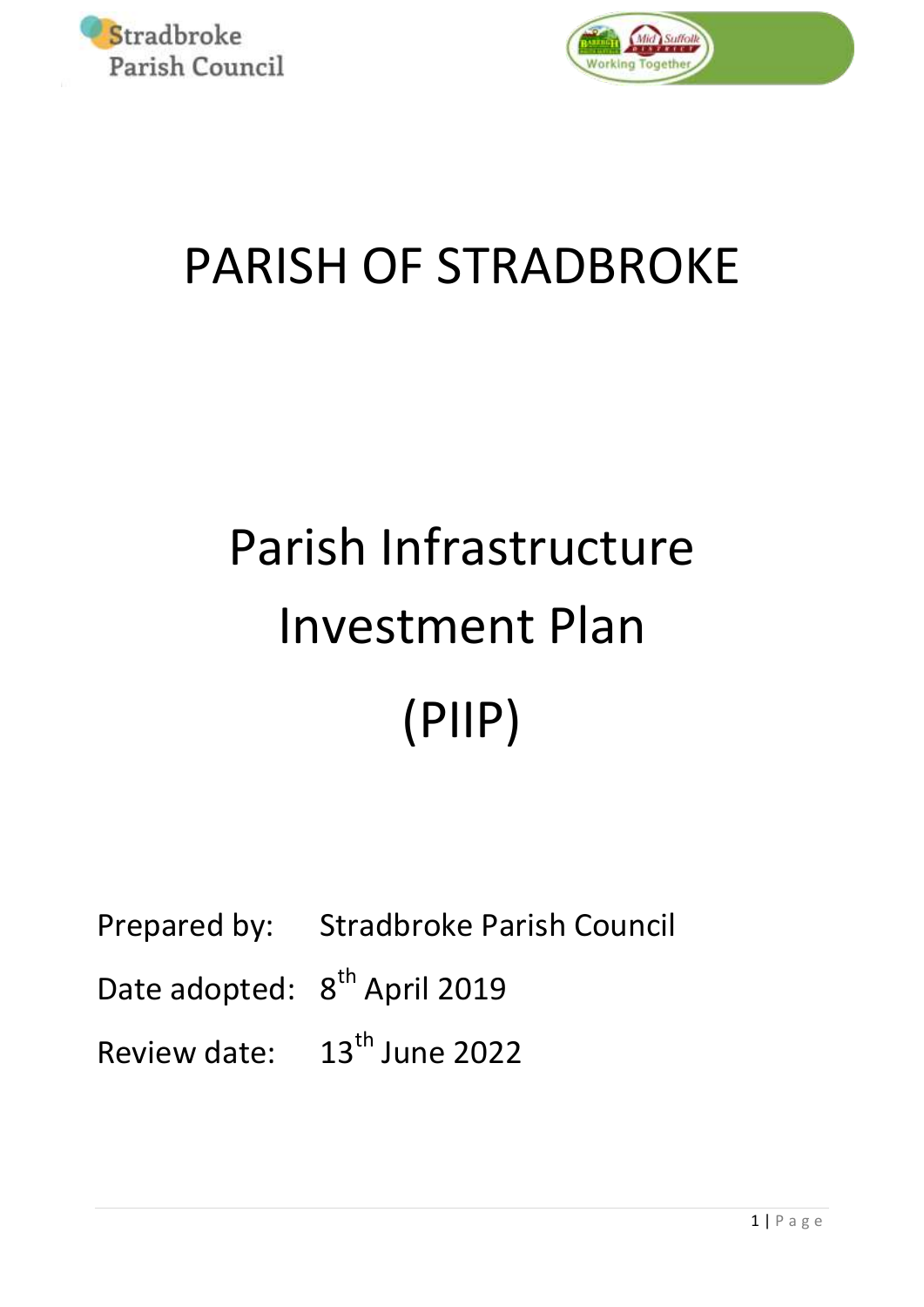Stradbroke Parish Council

# PARISH OF STRADBROKE

# Parish Infrastructure Investment Plan (PIIP)

Prepared by: Stradbroke Parish Council

Date adopted: 8th April 2019

Review date: 13th June 2022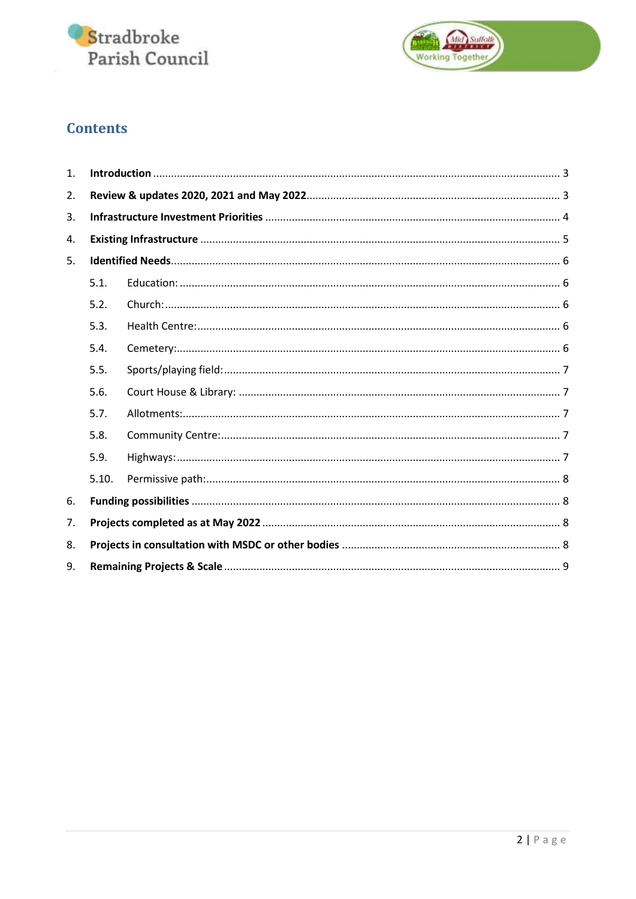## Contents

1. **Introduction** ........................................................................................................................... 3
2. **Review & updates 2020, 2021 and May 2022** ......................................................................... 3
3. **Infrastructure Investment Priorities** ..................................................................................... 4
4. **Existing Infrastructure** ......................................................................................................... 5
5. **Identified Needs** .................................................................................................................. 6
   - 5.1. Education: ..................................................................................................................... 6
   - 5.2. Church: .......................................................................................................................... 6
   - 5.3. Health Centre: ............................................................................................................... 6
   - 5.4. Cemetery: ...................................................................................................................... 6
   - 5.5. Sports/playing field: ....................................................................................................... 7
   - 5.6. Court House & Library: ................................................................................................. 7
   - 5.7. Allotments: .................................................................................................................... 7
   - 5.8. Community Centre: ........................................................................................................ 7
   - 5.9. Highways: ...................................................................................................................... 7
   - 5.10. Permissive path: ........................................................................................................... 8
6. **Funding possibilities** ............................................................................................................. 8
7. **Projects completed as at May 2022** ....................................................................................... 8
8. **Projects in consultation with MSDC or other bodies** ............................................................. 8
9. **Remaining Projects & Scale** ................................................................................................... 9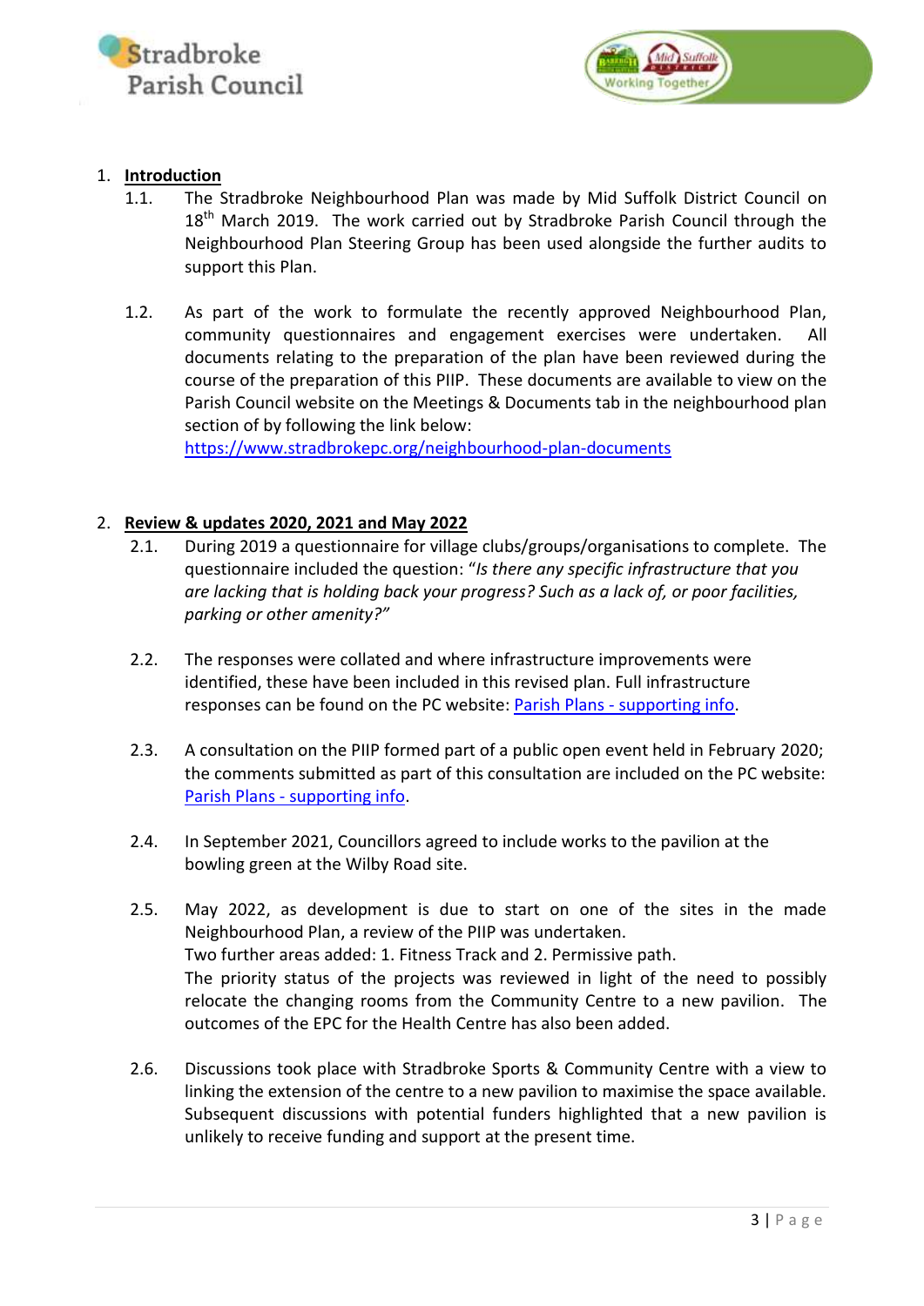## 1. Introduction

1.1. The Stradbroke Neighbourhood Plan was made by Mid Suffolk District Council on 18th March 2019. The work carried out by Stradbroke Parish Council through the Neighbourhood Plan Steering Group has been used alongside the further audits to support this Plan.

1.2. As part of the work to formulate the recently approved Neighbourhood Plan, community questionnaires and engagement exercises were undertaken. All documents relating to the preparation of the plan have been reviewed during the course of the preparation of this PIIP. These documents are available to view on the Parish Council website on the Meetings & Documents tab in the neighbourhood plan section of by following the link below:
[https://www.stradbrokepc.org/neighbourhood-plan-documents](https://www.stradbrokepc.org/neighbourhood-plan-documents)

## 2. Review & updates 2020, 2021 and May 2022

2.1. During 2019 a questionnaire for village clubs/groups/organisations to complete. The questionnaire included the question: "*Is there any specific infrastructure that you are lacking that is holding back your progress? Such as a lack of, or poor facilities, parking or other amenity?"*

2.2. The responses were collated and where infrastructure improvements were identified, these have been included in this revised plan. Full infrastructure responses can be found on the PC website: Parish Plans - supporting info.

2.3. A consultation on the PIIP formed part of a public open event held in February 2020; the comments submitted as part of this consultation are included on the PC website: Parish Plans - supporting info.

2.4. In September 2021, Councillors agreed to include works to the pavilion at the bowling green at the Wilby Road site.

2.5. May 2022, as development is due to start on one of the sites in the made Neighbourhood Plan, a review of the PIIP was undertaken.
Two further areas added: 1. Fitness Track and 2. Permissive path.
The priority status of the projects was reviewed in light of the need to possibly relocate the changing rooms from the Community Centre to a new pavilion. The outcomes of the EPC for the Health Centre has also been added.

2.6. Discussions took place with Stradbroke Sports & Community Centre with a view to linking the extension of the centre to a new pavilion to maximise the space available. Subsequent discussions with potential funders highlighted that a new pavilion is unlikely to receive funding and support at the present time.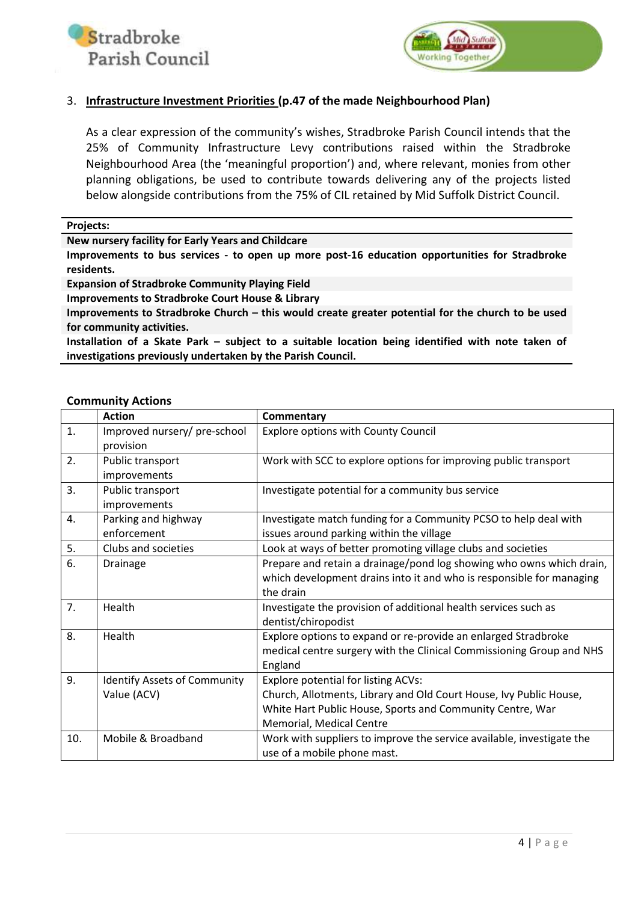3. **Infrastructure Investment Priorities (p.47 of the made Neighbourhood Plan)**

As a clear expression of the community's wishes, Stradbroke Parish Council intends that the 25% of Community Infrastructure Levy contributions raised within the Stradbroke Neighbourhood Area (the 'meaningful proportion') and, where relevant, monies from other planning obligations, be used to contribute towards delivering any of the projects listed below alongside contributions from the 75% of CIL retained by Mid Suffolk District Council.

| **Projects:** |
|---|
| **New nursery facility for Early Years and Childcare** |
| **Improvements to bus services - to open up more post-16 education opportunities for Stradbroke residents.** |
| **Expansion of Stradbroke Community Playing Field** |
| **Improvements to Stradbroke Court House & Library** |
| **Improvements to Stradbroke Church – this would create greater potential for the church to be used for community activities.** |
| **Installation of a Skate Park – subject to a suitable location being identified with note taken of investigations previously undertaken by the Parish Council.** |

**Community Actions**

| | **Action** | **Commentary** |
|---|---|---|
| 1. | Improved nursery/ pre-school provision | Explore options with County Council |
| 2. | Public transport improvements | Work with SCC to explore options for improving public transport |
| 3. | Public transport improvements | Investigate potential for a community bus service |
| 4. | Parking and highway enforcement | Investigate match funding for a Community PCSO to help deal with issues around parking within the village |
| 5. | Clubs and societies | Look at ways of better promoting village clubs and societies |
| 6. | Drainage | Prepare and retain a drainage/pond log showing who owns which drain, which development drains into it and who is responsible for managing the drain |
| 7. | Health | Investigate the provision of additional health services such as dentist/chiropodist |
| 8. | Health | Explore options to expand or re-provide an enlarged Stradbroke medical centre surgery with the Clinical Commissioning Group and NHS England |
| 9. | Identify Assets of Community Value (ACV) | Explore potential for listing ACVs: Church, Allotments, Library and Old Court House, Ivy Public House, White Hart Public House, Sports and Community Centre, War Memorial, Medical Centre |
| 10. | Mobile & Broadband | Work with suppliers to improve the service available, investigate the use of a mobile phone mast. |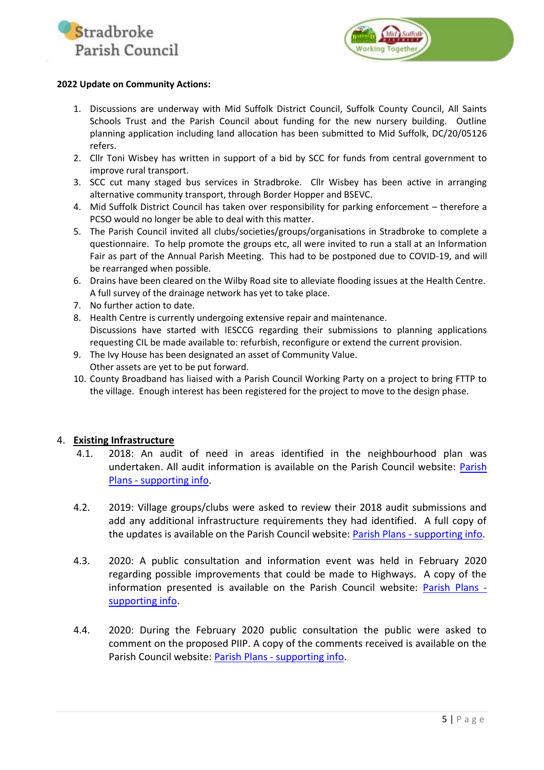**2022 Update on Community Actions:**

1. Discussions are underway with Mid Suffolk District Council, Suffolk County Council, All Saints Schools Trust and the Parish Council about funding for the new nursery building. Outline planning application including land allocation has been submitted to Mid Suffolk, DC/20/05126 refers.
2. Cllr Toni Wisbey has written in support of a bid by SCC for funds from central government to improve rural transport.
3. SCC cut many staged bus services in Stradbroke. Cllr Wisbey has been active in arranging alternative community transport, through Border Hopper and BSEVC.
4. Mid Suffolk District Council has taken over responsibility for parking enforcement – therefore a PCSO would no longer be able to deal with this matter.
5. The Parish Council invited all clubs/societies/groups/organisations in Stradbroke to complete a questionnaire. To help promote the groups etc, all were invited to run a stall at an Information Fair as part of the Annual Parish Meeting. This had to be postponed due to COVID-19, and will be rearranged when possible.
6. Drains have been cleared on the Wilby Road site to alleviate flooding issues at the Health Centre. A full survey of the drainage network has yet to take place.
7. No further action to date.
8. Health Centre is currently undergoing extensive repair and maintenance.
   Discussions have started with IESCCG regarding their submissions to planning applications requesting CIL be made available to: refurbish, reconfigure or extend the current provision.
9. The Ivy House has been designated an asset of Community Value.
   Other assets are yet to be put forward.
10. County Broadband has liaised with a Parish Council Working Party on a project to bring FTTP to the village. Enough interest has been registered for the project to move to the design phase.

## 4. Existing Infrastructure

4.1. 2018: An audit of need in areas identified in the neighbourhood plan was undertaken. All audit information is available on the Parish Council website: Parish Plans - supporting info.

4.2. 2019: Village groups/clubs were asked to review their 2018 audit submissions and add any additional infrastructure requirements they had identified. A full copy of the updates is available on the Parish Council website: Parish Plans - supporting info.

4.3. 2020: A public consultation and information event was held in February 2020 regarding possible improvements that could be made to Highways. A copy of the information presented is available on the Parish Council website: Parish Plans - supporting info.

4.4. 2020: During the February 2020 public consultation the public were asked to comment on the proposed PIIP. A copy of the comments received is available on the Parish Council website: Parish Plans - supporting info.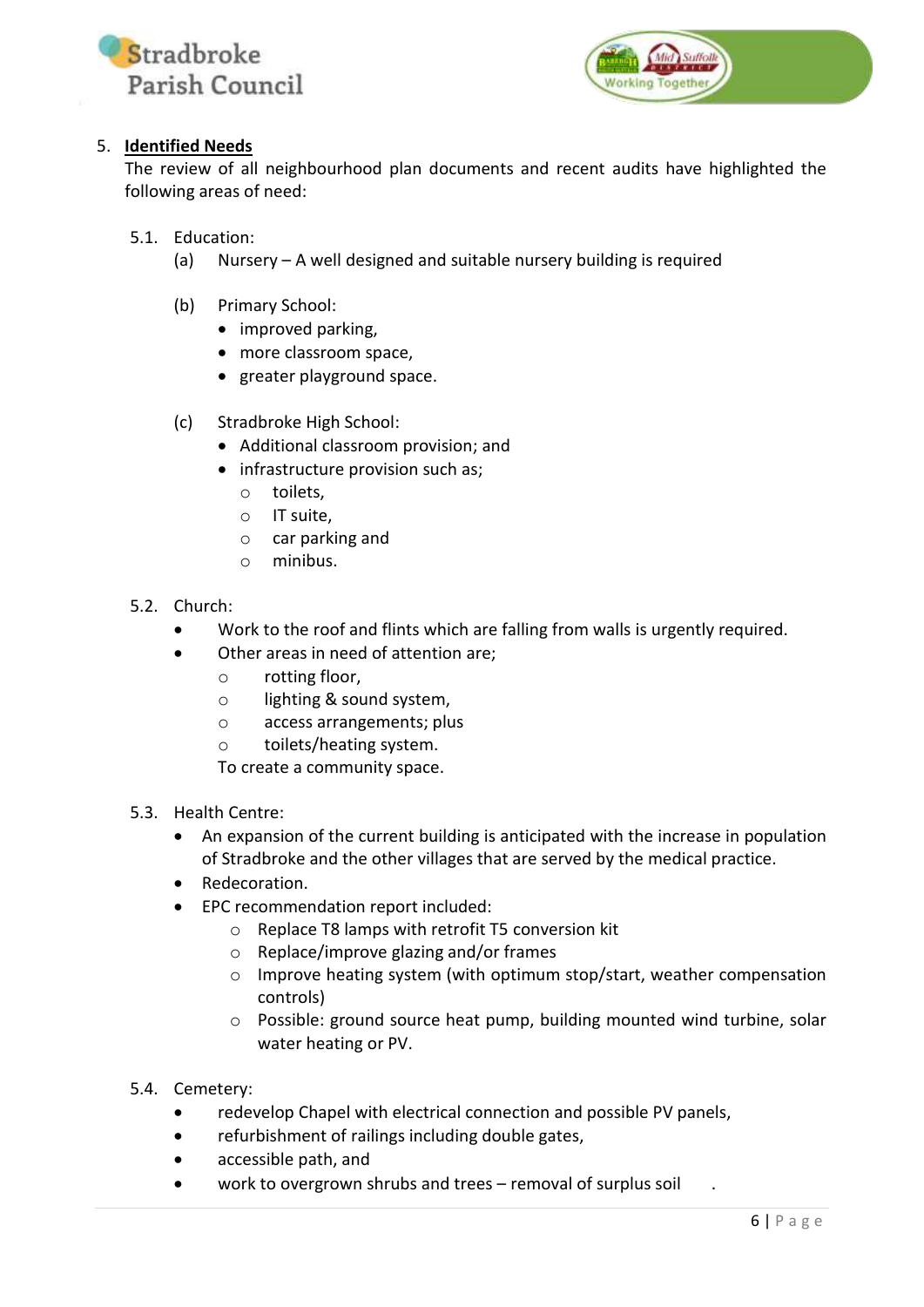## 5. **Identified Needs**

The review of all neighbourhood plan documents and recent audits have highlighted the following areas of need:

### 5.1. Education:

(a) Nursery – A well designed and suitable nursery building is required

(b) Primary School:

- improved parking,
- more classroom space,
- greater playground space.

(c) Stradbroke High School:

- Additional classroom provision; and
- infrastructure provision such as;
  - toilets,
  - IT suite,
  - car parking and
  - minibus.

### 5.2. Church:

- Work to the roof and flints which are falling from walls is urgently required.
- Other areas in need of attention are;
  - rotting floor,
  - lighting & sound system,
  - access arrangements; plus
  - toilets/heating system.

  To create a community space.

### 5.3. Health Centre:

- An expansion of the current building is anticipated with the increase in population of Stradbroke and the other villages that are served by the medical practice.
- Redecoration.
- EPC recommendation report included:
  - Replace T8 lamps with retrofit T5 conversion kit
  - Replace/improve glazing and/or frames
  - Improve heating system (with optimum stop/start, weather compensation controls)
  - Possible: ground source heat pump, building mounted wind turbine, solar water heating or PV.

### 5.4. Cemetery:

- redevelop Chapel with electrical connection and possible PV panels,
- refurbishment of railings including double gates,
- accessible path, and
- work to overgrown shrubs and trees – removal of surplus soil .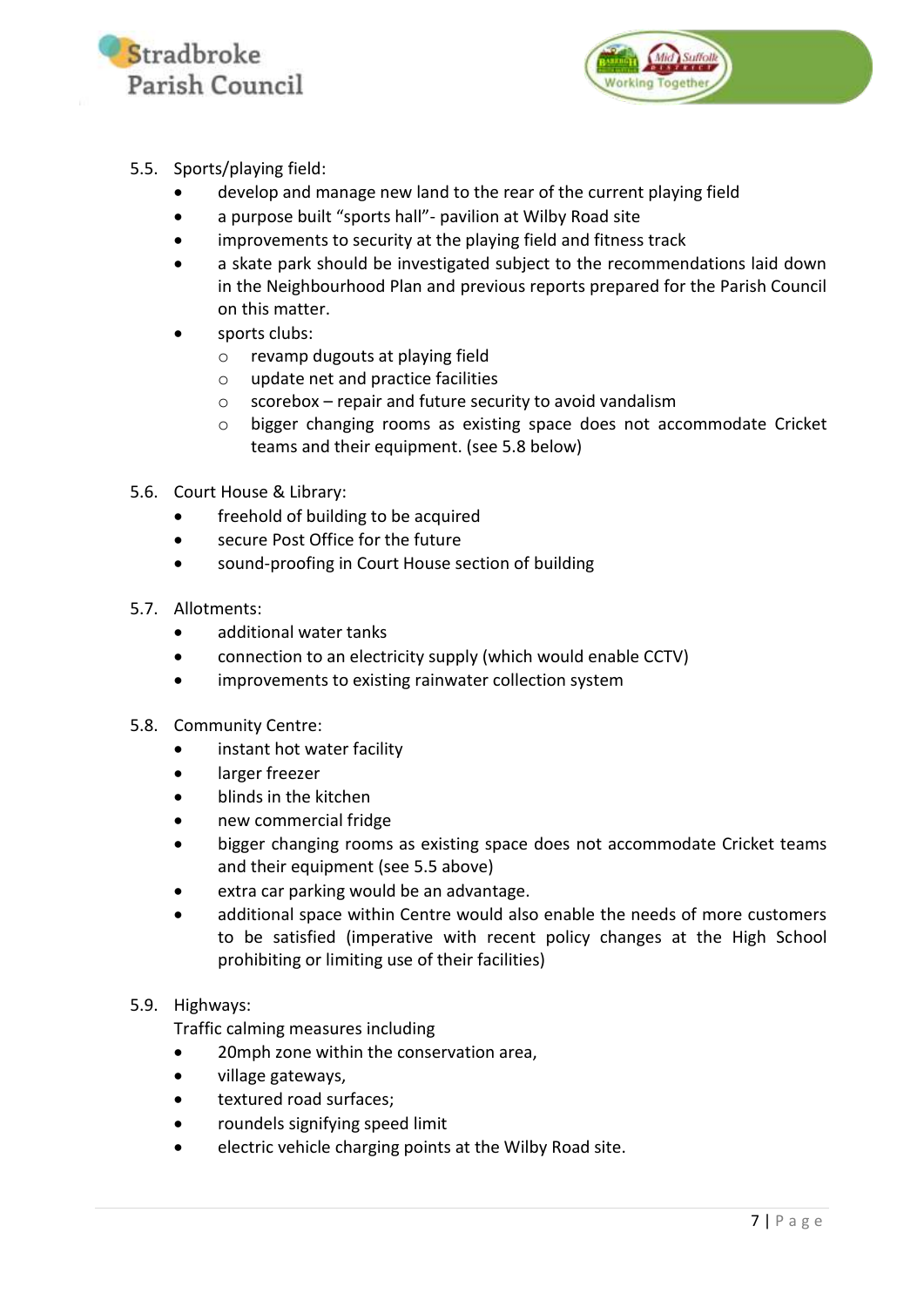5.5. Sports/playing field:

- develop and manage new land to the rear of the current playing field
- a purpose built "sports hall"- pavilion at Wilby Road site
- improvements to security at the playing field and fitness track
- a skate park should be investigated subject to the recommendations laid down in the Neighbourhood Plan and previous reports prepared for the Parish Council on this matter.
- sports clubs:
  - revamp dugouts at playing field
  - update net and practice facilities
  - scorebox – repair and future security to avoid vandalism
  - bigger changing rooms as existing space does not accommodate Cricket teams and their equipment. (see 5.8 below)

5.6. Court House & Library:

- freehold of building to be acquired
- secure Post Office for the future
- sound-proofing in Court House section of building

5.7. Allotments:

- additional water tanks
- connection to an electricity supply (which would enable CCTV)
- improvements to existing rainwater collection system

5.8. Community Centre:

- instant hot water facility
- larger freezer
- blinds in the kitchen
- new commercial fridge
- bigger changing rooms as existing space does not accommodate Cricket teams and their equipment (see 5.5 above)
- extra car parking would be an advantage.
- additional space within Centre would also enable the needs of more customers to be satisfied (imperative with recent policy changes at the High School prohibiting or limiting use of their facilities)

5.9. Highways:

Traffic calming measures including

- 20mph zone within the conservation area,
- village gateways,
- textured road surfaces;
- roundels signifying speed limit
- electric vehicle charging points at the Wilby Road site.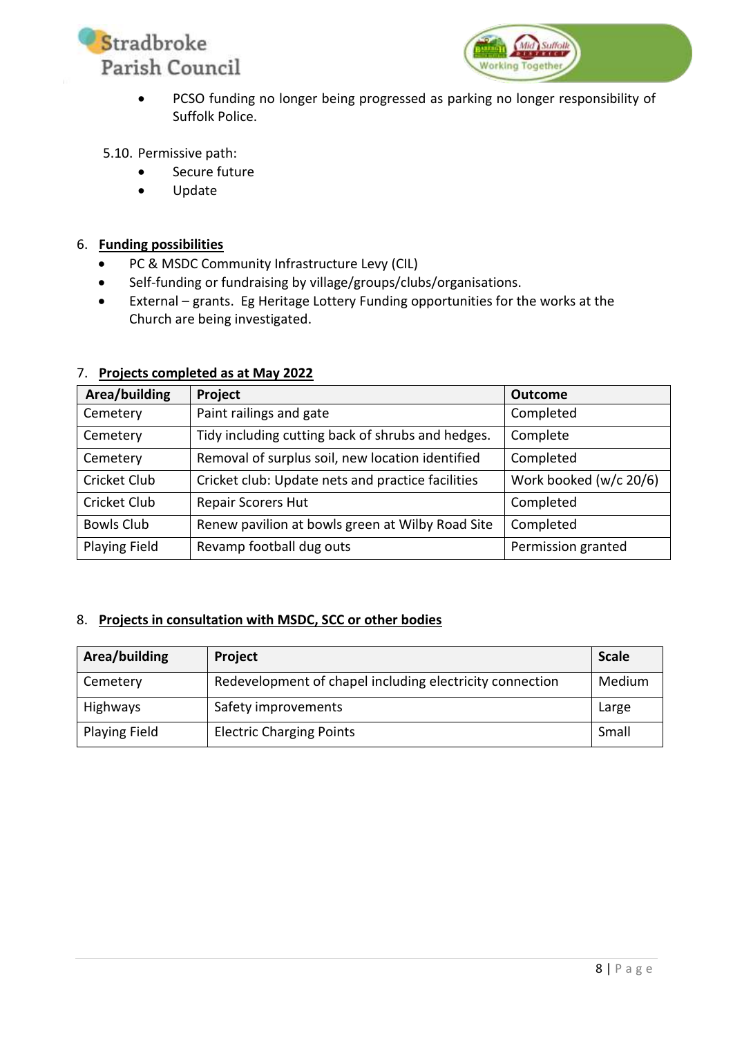- PCSO funding no longer being progressed as parking no longer responsibility of Suffolk Police.

5.10. Permissive path:

- Secure future
- Update

## 6. **Funding possibilities**

- PC & MSDC Community Infrastructure Levy (CIL)
- Self-funding or fundraising by village/groups/clubs/organisations.
- External – grants. Eg Heritage Lottery Funding opportunities for the works at the Church are being investigated.

## 7. **Projects completed as at May 2022**

| Area/building | Project | Outcome |
|---|---|---|
| Cemetery | Paint railings and gate | Completed |
| Cemetery | Tidy including cutting back of shrubs and hedges. | Complete |
| Cemetery | Removal of surplus soil, new location identified | Completed |
| Cricket Club | Cricket club: Update nets and practice facilities | Work booked (w/c 20/6) |
| Cricket Club | Repair Scorers Hut | Completed |
| Bowls Club | Renew pavilion at bowls green at Wilby Road Site | Completed |
| Playing Field | Revamp football dug outs | Permission granted |

## 8. **Projects in consultation with MSDC, SCC or other bodies**

| Area/building | Project | Scale |
|---|---|---|
| Cemetery | Redevelopment of chapel including electricity connection | Medium |
| Highways | Safety improvements | Large |
| Playing Field | Electric Charging Points | Small |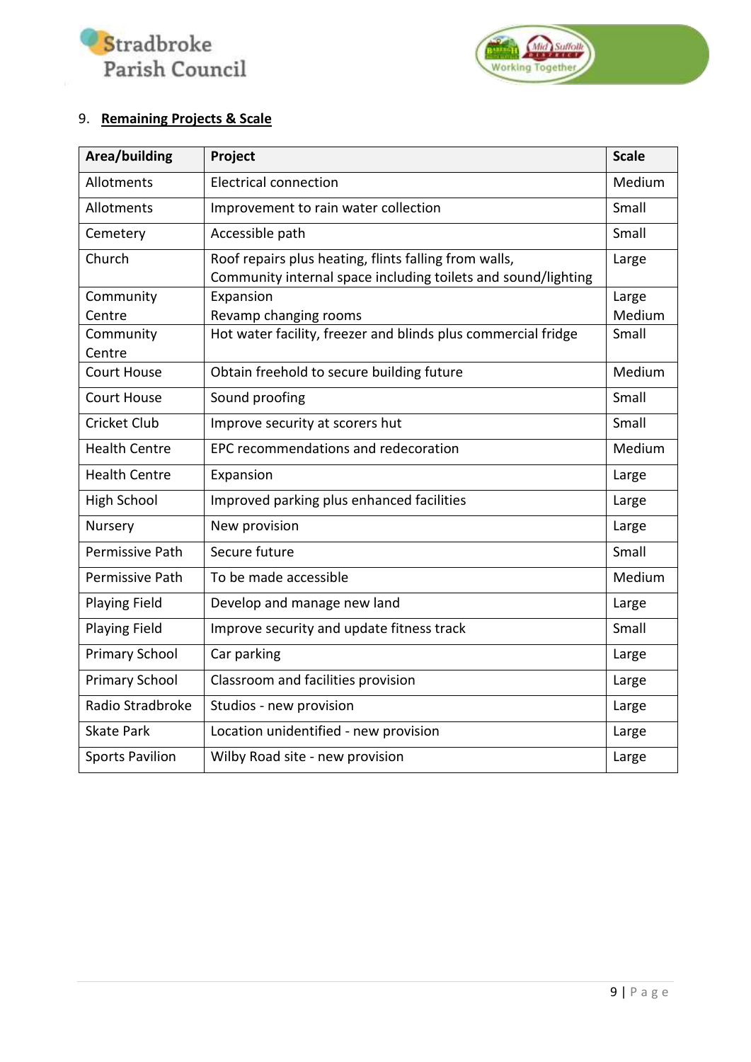## 9. **Remaining Projects & Scale**

| Area/building | Project | Scale |
|---|---|---|
| Allotments | Electrical connection | Medium |
| Allotments | Improvement to rain water collection | Small |
| Cemetery | Accessible path | Small |
| Church | Roof repairs plus heating, flints falling from walls, Community internal space including toilets and sound/lighting | Large |
| Community Centre | Expansion<br>Revamp changing rooms | Large<br>Medium |
| Community Centre | Hot water facility, freezer and blinds plus commercial fridge | Small |
| Court House | Obtain freehold to secure building future | Medium |
| Court House | Sound proofing | Small |
| Cricket Club | Improve security at scorers hut | Small |
| Health Centre | EPC recommendations and redecoration | Medium |
| Health Centre | Expansion | Large |
| High School | Improved parking plus enhanced facilities | Large |
| Nursery | New provision | Large |
| Permissive Path | Secure future | Small |
| Permissive Path | To be made accessible | Medium |
| Playing Field | Develop and manage new land | Large |
| Playing Field | Improve security and update fitness track | Small |
| Primary School | Car parking | Large |
| Primary School | Classroom and facilities provision | Large |
| Radio Stradbroke | Studios - new provision | Large |
| Skate Park | Location unidentified - new provision | Large |
| Sports Pavilion | Wilby Road site - new provision | Large |